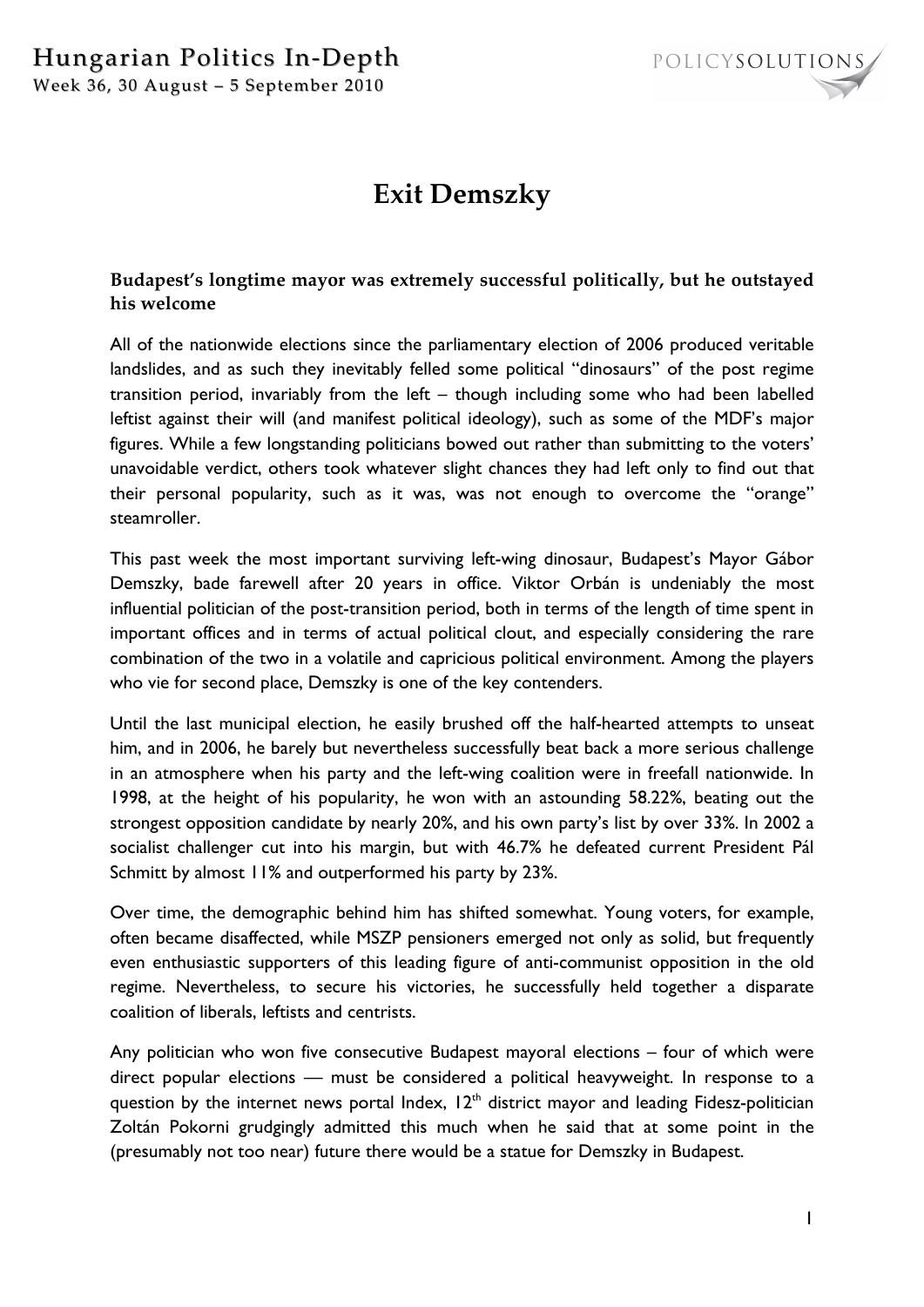# Exit Demszky

**Budapest's longtime mayor was extremely successful politically, but he outstayed his welcome**

All of the nationwide elections since the parliamentary election of 2006 produced veritable landslides, and as such they inevitably felled some political "dinosaurs" of the post regime transition period, invariably from the left – though including some who had been labelled leftist against their will (and manifest political ideology), such as some of the MDF's major figures. While a few longstanding politicians bowed out rather than submitting to the voters' unavoidable verdict, others took whatever slight chances they had left only to find out that their personal popularity, such as it was, was not enough to overcome the "orange" steamroller.

This past week the most important surviving left-wing dinosaur, Budapest's Mayor Gábor Demszky, bade farewell after 20 years in office. Viktor Orbán is undeniably the most influential politician of the post-transition period, both in terms of the length of time spent in important offices and in terms of actual political clout, and especially considering the rare combination of the two in a volatile and capricious political environment. Among the players who vie for second place, Demszky is one of the key contenders.

Until the last municipal election, he easily brushed off the half-hearted attempts to unseat him, and in 2006, he barely but nevertheless successfully beat back a more serious challenge in an atmosphere when his party and the left-wing coalition were in freefall nationwide. In 1998, at the height of his popularity, he won with an astounding 58.22%, beating out the strongest opposition candidate by nearly 20%, and his own party's list by over 33%. In 2002 a socialist challenger cut into his margin, but with 46.7% he defeated current President Pál Schmitt by almost 11% and outperformed his party by 23%.

Over time, the demographic behind him has shifted somewhat. Young voters, for example, often became disaffected, while MSZP pensioners emerged not only as solid, but frequently even enthusiastic supporters of this leading figure of anti-communist opposition in the old regime. Nevertheless, to secure his victories, he successfully held together a disparate coalition of liberals, leftists and centrists.

Any politician who won five consecutive Budapest mayoral elections – four of which were direct popular elections — must be considered a political heavyweight. In response to a question by the internet news portal Index, 12th district mayor and leading Fidesz-politician Zoltán Pokorni grudgingly admitted this much when he said that at some point in the (presumably not too near) future there would be a statue for Demszky in Budapest.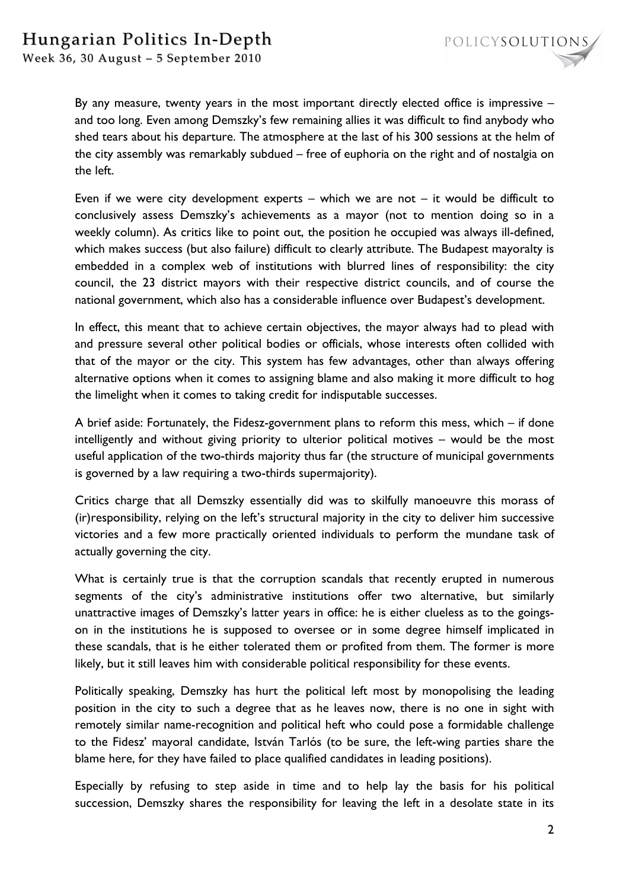By any measure, twenty years in the most important directly elected office is impressive – and too long. Even among Demszky's few remaining allies it was difficult to find anybody who shed tears about his departure. The atmosphere at the last of his 300 sessions at the helm of the city assembly was remarkably subdued – free of euphoria on the right and of nostalgia on the left.

Even if we were city development experts – which we are not – it would be difficult to conclusively assess Demszky's achievements as a mayor (not to mention doing so in a weekly column). As critics like to point out, the position he occupied was always ill-defined, which makes success (but also failure) difficult to clearly attribute. The Budapest mayoralty is embedded in a complex web of institutions with blurred lines of responsibility: the city council, the 23 district mayors with their respective district councils, and of course the national government, which also has a considerable influence over Budapest's development.

In effect, this meant that to achieve certain objectives, the mayor always had to plead with and pressure several other political bodies or officials, whose interests often collided with that of the mayor or the city. This system has few advantages, other than always offering alternative options when it comes to assigning blame and also making it more difficult to hog the limelight when it comes to taking credit for indisputable successes.

A brief aside: Fortunately, the Fidesz-government plans to reform this mess, which – if done intelligently and without giving priority to ulterior political motives – would be the most useful application of the two-thirds majority thus far (the structure of municipal governments is governed by a law requiring a two-thirds supermajority).

Critics charge that all Demszky essentially did was to skilfully manoeuvre this morass of (ir)responsibility, relying on the left's structural majority in the city to deliver him successive victories and a few more practically oriented individuals to perform the mundane task of actually governing the city.

What is certainly true is that the corruption scandals that recently erupted in numerous segments of the city's administrative institutions offer two alternative, but similarly unattractive images of Demszky's latter years in office: he is either clueless as to the goings-on in the institutions he is supposed to oversee or in some degree himself implicated in these scandals, that is he either tolerated them or profited from them. The former is more likely, but it still leaves him with considerable political responsibility for these events.

Politically speaking, Demszky has hurt the political left most by monopolising the leading position in the city to such a degree that as he leaves now, there is no one in sight with remotely similar name-recognition and political heft who could pose a formidable challenge to the Fidesz' mayoral candidate, István Tarlós (to be sure, the left-wing parties share the blame here, for they have failed to place qualified candidates in leading positions).

Especially by refusing to step aside in time and to help lay the basis for his political succession, Demszky shares the responsibility for leaving the left in a desolate state in its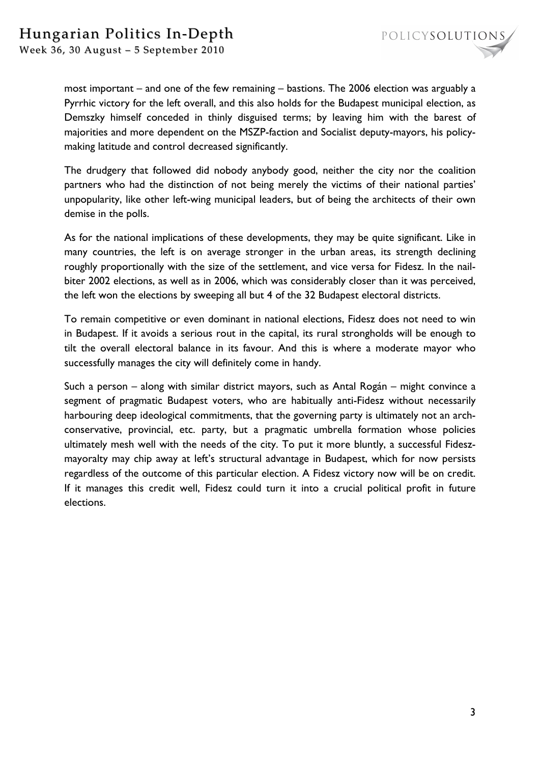most important – and one of the few remaining – bastions. The 2006 election was arguably a Pyrrhic victory for the left overall, and this also holds for the Budapest municipal election, as Demszky himself conceded in thinly disguised terms; by leaving him with the barest of majorities and more dependent on the MSZP-faction and Socialist deputy-mayors, his policy-making latitude and control decreased significantly.

The drudgery that followed did nobody anybody good, neither the city nor the coalition partners who had the distinction of not being merely the victims of their national parties' unpopularity, like other left-wing municipal leaders, but of being the architects of their own demise in the polls.

As for the national implications of these developments, they may be quite significant. Like in many countries, the left is on average stronger in the urban areas, its strength declining roughly proportionally with the size of the settlement, and vice versa for Fidesz. In the nail-biter 2002 elections, as well as in 2006, which was considerably closer than it was perceived, the left won the elections by sweeping all but 4 of the 32 Budapest electoral districts.

To remain competitive or even dominant in national elections, Fidesz does not need to win in Budapest. If it avoids a serious rout in the capital, its rural strongholds will be enough to tilt the overall electoral balance in its favour. And this is where a moderate mayor who successfully manages the city will definitely come in handy.

Such a person – along with similar district mayors, such as Antal Rogán – might convince a segment of pragmatic Budapest voters, who are habitually anti-Fidesz without necessarily harbouring deep ideological commitments, that the governing party is ultimately not an arch-conservative, provincial, etc. party, but a pragmatic umbrella formation whose policies ultimately mesh well with the needs of the city. To put it more bluntly, a successful Fidesz-mayoralty may chip away at left's structural advantage in Budapest, which for now persists regardless of the outcome of this particular election. A Fidesz victory now will be on credit. If it manages this credit well, Fidesz could turn it into a crucial political profit in future elections.